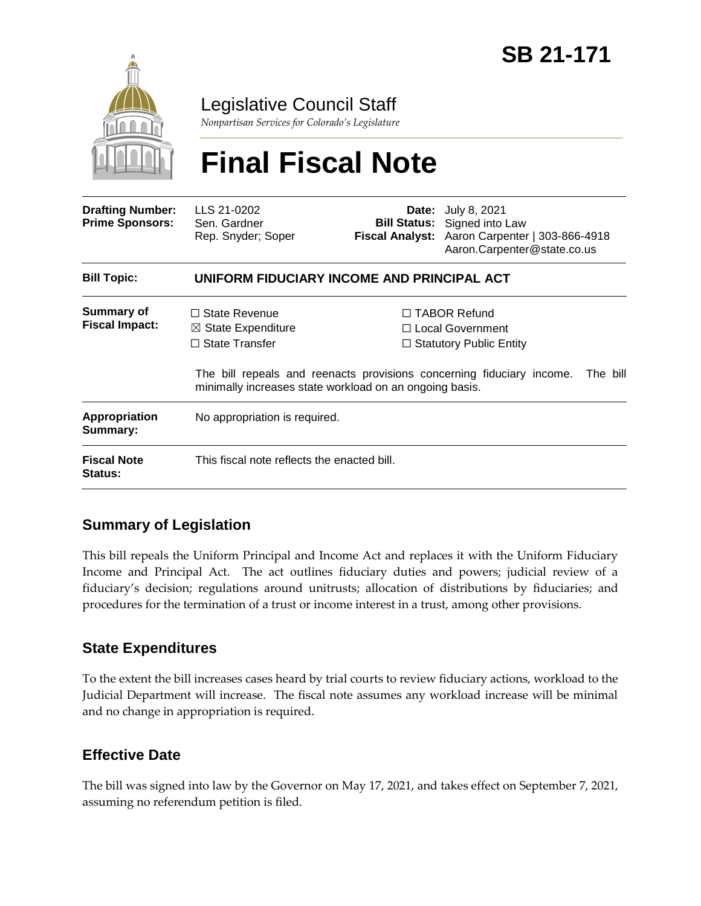# SB 21-171

Legislative Council Staff

*Nonpartisan Services for Colorado's Legislature*

# Final Fiscal Note

| | | | |
|---|---|---|---|
| **Drafting Number:** | LLS 21-0202 | **Date:** | July 8, 2021 |
| **Prime Sponsors:** | Sen. Gardner<br>Rep. Snyder; Soper | **Bill Status:** | Signed into Law |
| | | **Fiscal Analyst:** | Aaron Carpenter \| 303-866-4918<br>Aaron.Carpenter@state.co.us |

| | |
|---|---|
| **Bill Topic:** | **UNIFORM FIDUCIARY INCOME AND PRINCIPAL ACT** |
| **Summary of Fiscal Impact:** | ☐ State Revenue ☒ State Expenditure ☐ State Transfer ☐ TABOR Refund ☐ Local Government ☐ Statutory Public Entity<br><br>The bill repeals and reenacts provisions concerning fiduciary income. The bill minimally increases state workload on an ongoing basis. |
| **Appropriation Summary:** | No appropriation is required. |
| **Fiscal Note Status:** | This fiscal note reflects the enacted bill. |

## Summary of Legislation

This bill repeals the Uniform Principal and Income Act and replaces it with the Uniform Fiduciary Income and Principal Act. The act outlines fiduciary duties and powers; judicial review of a fiduciary's decision; regulations around unitrusts; allocation of distributions by fiduciaries; and procedures for the termination of a trust or income interest in a trust, among other provisions.

## State Expenditures

To the extent the bill increases cases heard by trial courts to review fiduciary actions, workload to the Judicial Department will increase. The fiscal note assumes any workload increase will be minimal and no change in appropriation is required.

## Effective Date

The bill was signed into law by the Governor on May 17, 2021, and takes effect on September 7, 2021, assuming no referendum petition is filed.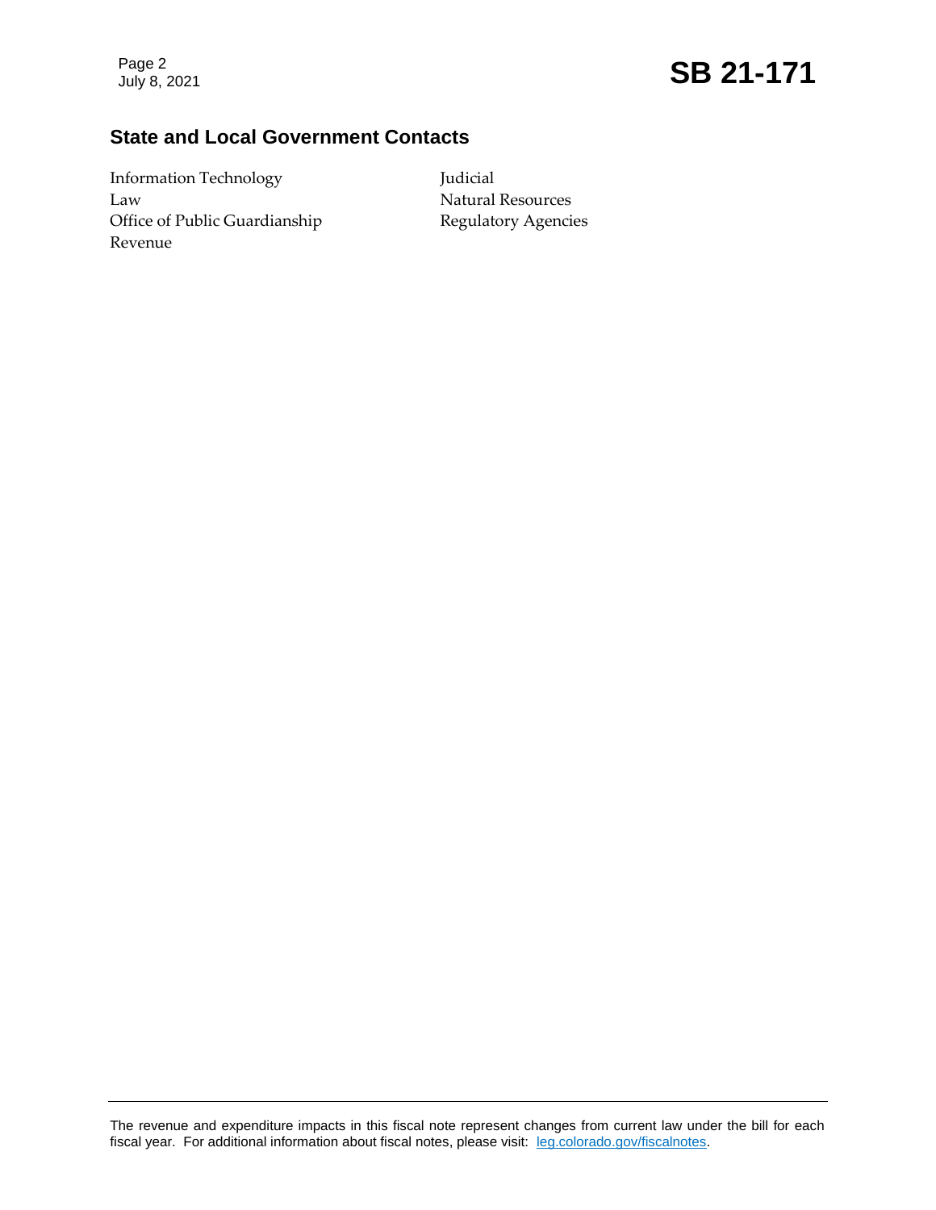## State and Local Government Contacts

| | |
|---|---|
| Information Technology | Judicial |
| Law | Natural Resources |
| Office of Public Guardianship | Regulatory Agencies |
| Revenue | |

The revenue and expenditure impacts in this fiscal note represent changes from current law under the bill for each fiscal year. For additional information about fiscal notes, please visit: leg.colorado.gov/fiscalnotes.